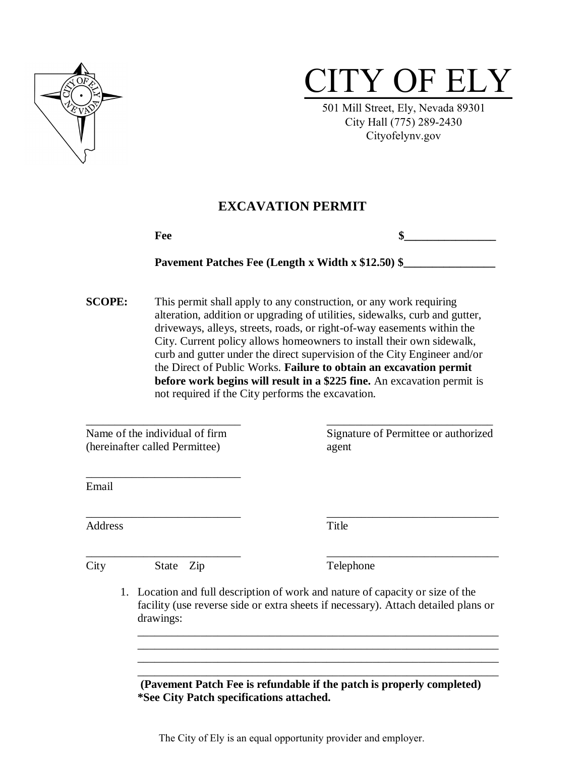# CITY OF ELY

501 Mill Street, Ely, Nevada 89301
City Hall (775) 289-2430
Cityofelynv.gov

## EXCAVATION PERMIT

**Fee** **$________________**

**Pavement Patches Fee (Length x Width x $12.50) $________________**

**SCOPE:** This permit shall apply to any construction, or any work requiring alteration, addition or upgrading of utilities, sidewalks, curb and gutter, driveways, alleys, streets, roads, or right-of-way easements within the City. Current policy allows homeowners to install their own sidewalk, curb and gutter under the direct supervision of the City Engineer and/or the Direct of Public Works. **Failure to obtain an excavation permit before work begins will result in a $225 fine.** An excavation permit is not required if the City performs the excavation.

___________________________
Name of the individual of firm (hereinafter called Permittee)

___________________________
Signature of Permittee or authorized agent

___________________________
Email

___________________________
Address

___________________________
Title

___________________________
City State Zip

___________________________
Telephone

1. Location and full description of work and nature of capacity or size of the facility (use reverse side or extra sheets if necessary). Attach detailed plans or drawings:

   ________________________________________________________________
   ________________________________________________________________
   ________________________________________________________________
   ________________________________________________________________

   **(Pavement Patch Fee is refundable if the patch is properly completed)**
   **\*See City Patch specifications attached.**

The City of Ely is an equal opportunity provider and employer.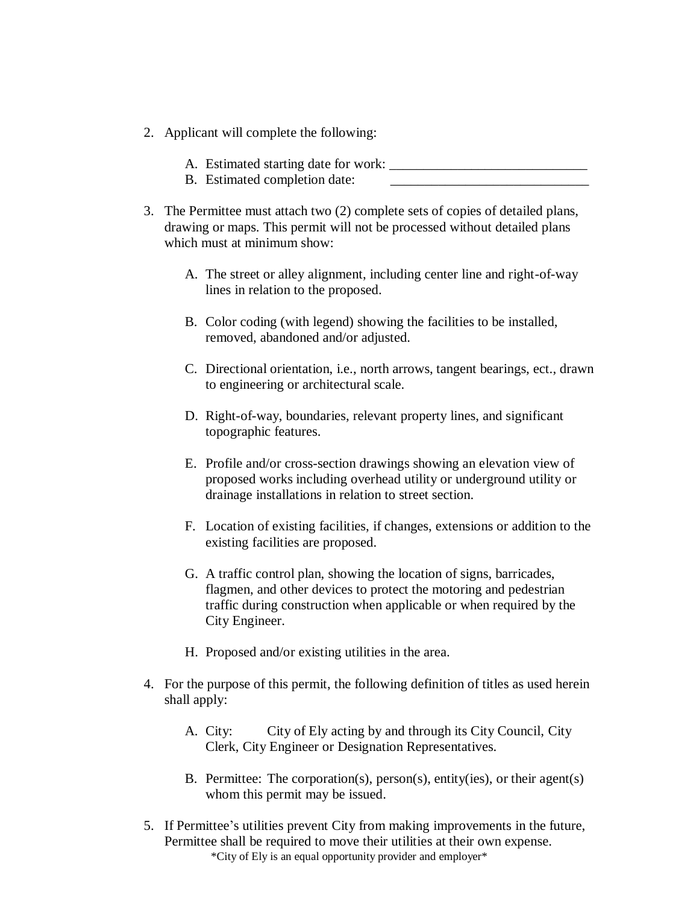2. Applicant will complete the following:

   A. Estimated starting date for work: ______________________________
   B. Estimated completion date: ______________________________

3. The Permittee must attach two (2) complete sets of copies of detailed plans, drawing or maps. This permit will not be processed without detailed plans which must at minimum show:

   A. The street or alley alignment, including center line and right-of-way lines in relation to the proposed.

   B. Color coding (with legend) showing the facilities to be installed, removed, abandoned and/or adjusted.

   C. Directional orientation, i.e., north arrows, tangent bearings, ect., drawn to engineering or architectural scale.

   D. Right-of-way, boundaries, relevant property lines, and significant topographic features.

   E. Profile and/or cross-section drawings showing an elevation view of proposed works including overhead utility or underground utility or drainage installations in relation to street section.

   F. Location of existing facilities, if changes, extensions or addition to the existing facilities are proposed.

   G. A traffic control plan, showing the location of signs, barricades, flagmen, and other devices to protect the motoring and pedestrian traffic during construction when applicable or when required by the City Engineer.

   H. Proposed and/or existing utilities in the area.

4. For the purpose of this permit, the following definition of titles as used herein shall apply:

   A. City: City of Ely acting by and through its City Council, City Clerk, City Engineer or Designation Representatives.

   B. Permittee: The corporation(s), person(s), entity(ies), or their agent(s) whom this permit may be issued.

5. If Permittee's utilities prevent City from making improvements in the future, Permittee shall be required to move their utilities at their own expense.

*City of Ely is an equal opportunity provider and employer*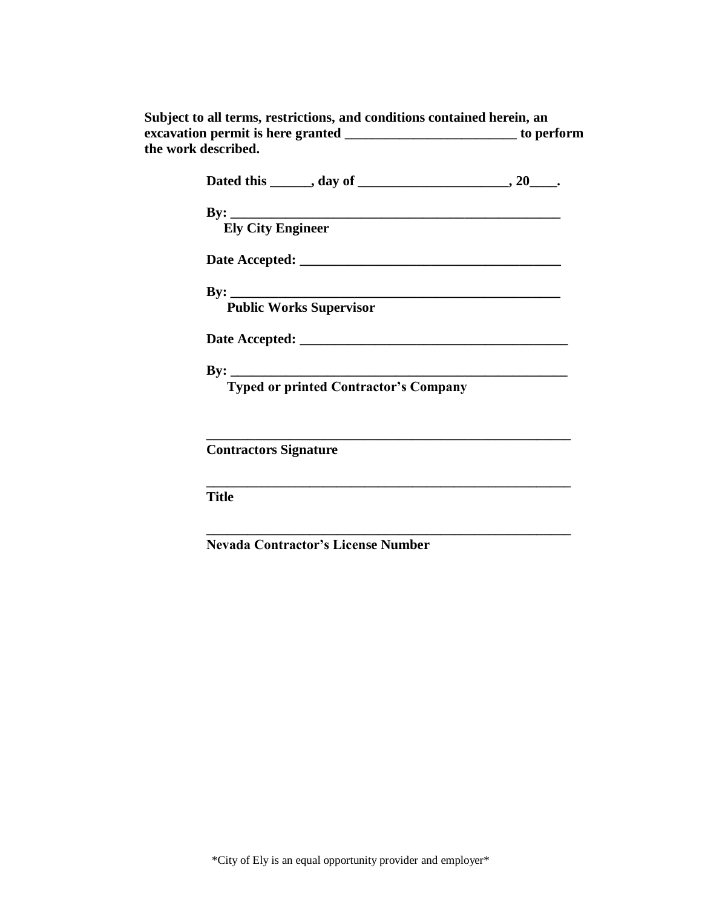**Subject to all terms, restrictions, and conditions contained herein, an excavation permit is here granted _________________________ to perform the work described.**

**Dated this ______, day of ______________________, 20____.**

**By: ___________________________________________________**
**Ely City Engineer**

**Date Accepted: _______________________________________**

**By: ___________________________________________________**
**Public Works Supervisor**

**Date Accepted: ________________________________________**

**By: ____________________________________________________**
**Typed or printed Contractor's Company**

**_______________________________________________________**
**Contractors Signature**

**_______________________________________________________**
**Title**

**_______________________________________________________**
**Nevada Contractor's License Number**

*City of Ely is an equal opportunity provider and employer*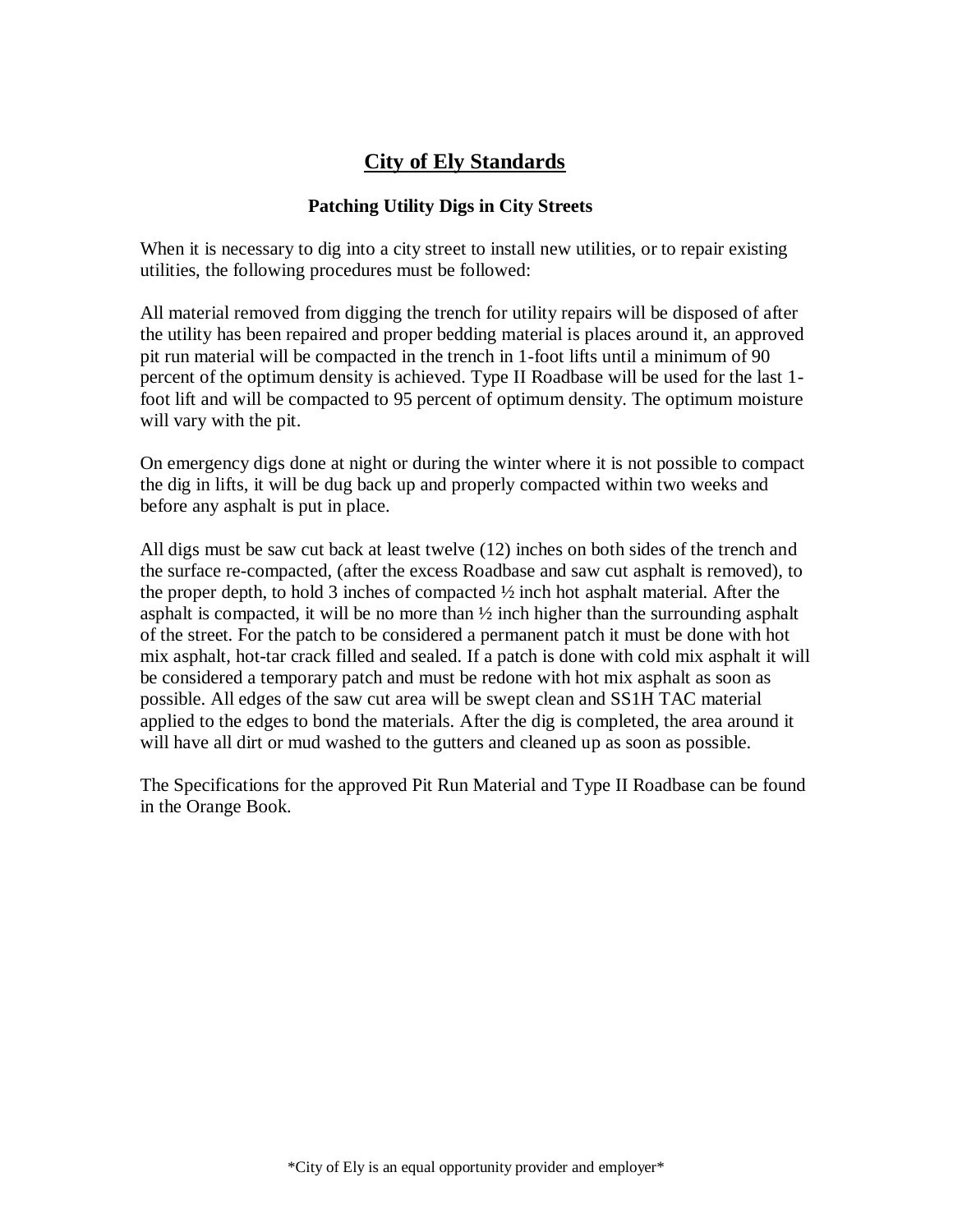# City of Ely Standards

### Patching Utility Digs in City Streets

When it is necessary to dig into a city street to install new utilities, or to repair existing utilities, the following procedures must be followed:

All material removed from digging the trench for utility repairs will be disposed of after the utility has been repaired and proper bedding material is places around it, an approved pit run material will be compacted in the trench in 1-foot lifts until a minimum of 90 percent of the optimum density is achieved. Type II Roadbase will be used for the last 1-foot lift and will be compacted to 95 percent of optimum density. The optimum moisture will vary with the pit.

On emergency digs done at night or during the winter where it is not possible to compact the dig in lifts, it will be dug back up and properly compacted within two weeks and before any asphalt is put in place.

All digs must be saw cut back at least twelve (12) inches on both sides of the trench and the surface re-compacted, (after the excess Roadbase and saw cut asphalt is removed), to the proper depth, to hold 3 inches of compacted ½ inch hot asphalt material. After the asphalt is compacted, it will be no more than ½ inch higher than the surrounding asphalt of the street. For the patch to be considered a permanent patch it must be done with hot mix asphalt, hot-tar crack filled and sealed. If a patch is done with cold mix asphalt it will be considered a temporary patch and must be redone with hot mix asphalt as soon as possible. All edges of the saw cut area will be swept clean and SS1H TAC material applied to the edges to bond the materials. After the dig is completed, the area around it will have all dirt or mud washed to the gutters and cleaned up as soon as possible.

The Specifications for the approved Pit Run Material and Type II Roadbase can be found in the Orange Book.

*City of Ely is an equal opportunity provider and employer*